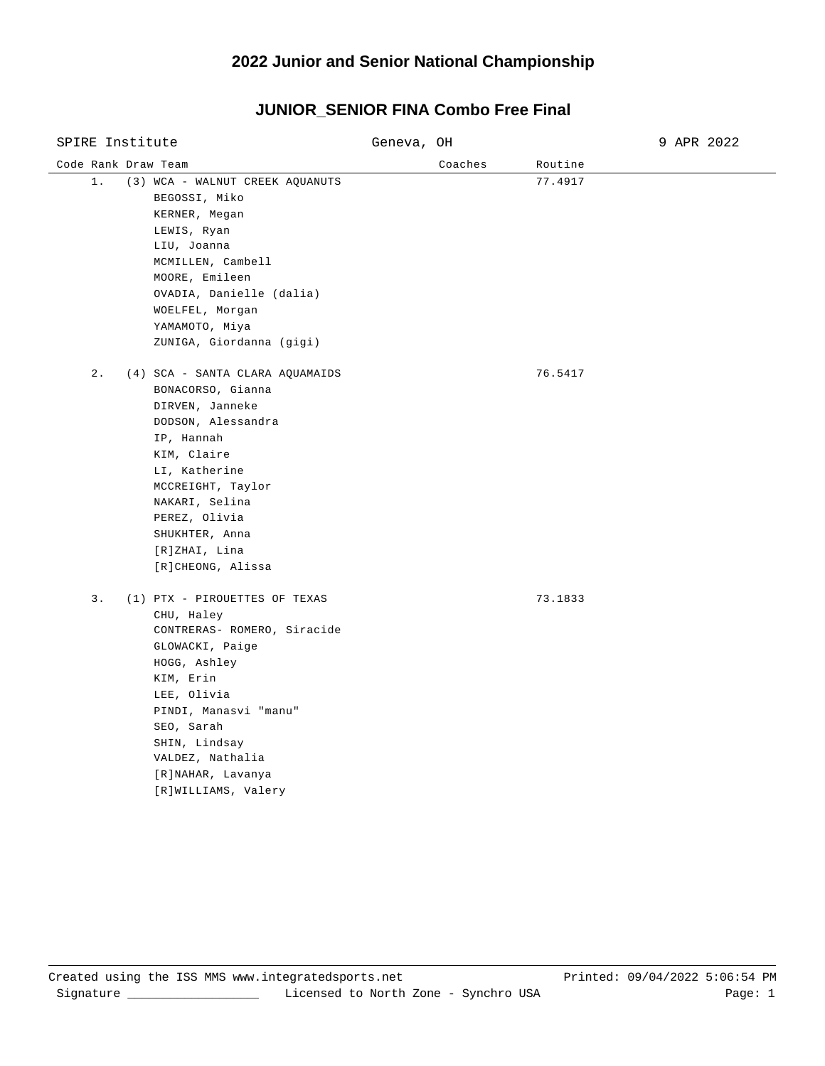# 2022 Junior and Senior National Championship

## JUNIOR_SENIOR FINA Combo Free Final

SPIRE Institute | Geneva, OH | 9 APR 2022

| Code | Rank | Draw | Team | Coaches | Routine |
|---|---|---|---|---|---|
| | 1. | (3) | WCA - WALNUT CREEK AQUANUTS | | 77.4917 |
| | | | BEGOSSI, Miko | | |
| | | | KERNER, Megan | | |
| | | | LEWIS, Ryan | | |
| | | | LIU, Joanna | | |
| | | | MCMILLEN, Cambell | | |
| | | | MOORE, Emileen | | |
| | | | OVADIA, Danielle (dalia) | | |
| | | | WOELFEL, Morgan | | |
| | | | YAMAMOTO, Miya | | |
| | | | ZUNIGA, Giordanna (gigi) | | |
| | 2. | (4) | SCA - SANTA CLARA AQUAMAIDS | | 76.5417 |
| | | | BONACORSO, Gianna | | |
| | | | DIRVEN, Janneke | | |
| | | | DODSON, Alessandra | | |
| | | | IP, Hannah | | |
| | | | KIM, Claire | | |
| | | | LI, Katherine | | |
| | | | MCCREIGHT, Taylor | | |
| | | | NAKARI, Selina | | |
| | | | PEREZ, Olivia | | |
| | | | SHUKHTER, Anna | | |
| | | | [R]ZHAI, Lina | | |
| | | | [R]CHEONG, Alissa | | |
| | 3. | (1) | PTX - PIROUETTES OF TEXAS | | 73.1833 |
| | | | CHU, Haley | | |
| | | | CONTRERAS- ROMERO, Siracide | | |
| | | | GLOWACKI, Paige | | |
| | | | HOGG, Ashley | | |
| | | | KIM, Erin | | |
| | | | LEE, Olivia | | |
| | | | PINDI, Manasvi "manu" | | |
| | | | SEO, Sarah | | |
| | | | SHIN, Lindsay | | |
| | | | VALDEZ, Nathalia | | |
| | | | [R]NAHAR, Lavanya | | |
| | | | [R]WILLIAMS, Valery | | |

Created using the ISS MMS www.integratedsports.net | Printed: 09/04/2022 5:06:54 PM

Signature ___________________ Licensed to North Zone - Synchro USA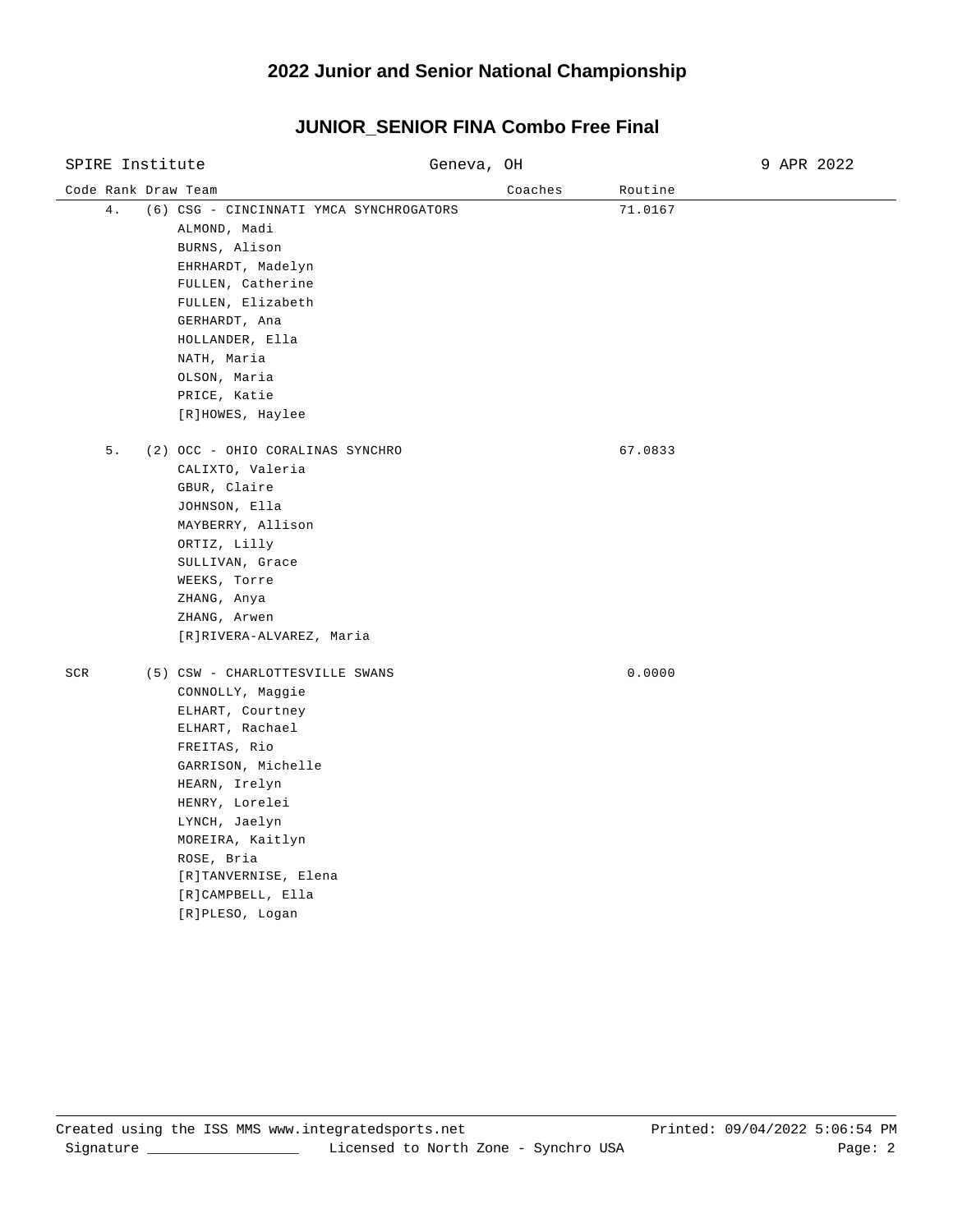# 2022 Junior and Senior National Championship

## JUNIOR_SENIOR FINA Combo Free Final

SPIRE Institute — Geneva, OH — 9 APR 2022

| Code | Rank | Draw | Team | Coaches | Routine |
|---|---|---|---|---|---|
| | 4. | (6) | CSG - CINCINNATI YMCA SYNCHROGATORS<br>ALMOND, Madi<br>BURNS, Alison<br>EHRHARDT, Madelyn<br>FULLEN, Catherine<br>FULLEN, Elizabeth<br>GERHARDT, Ana<br>HOLLANDER, Ella<br>NATH, Maria<br>OLSON, Maria<br>PRICE, Katie<br>[R]HOWES, Haylee | | 71.0167 |
| | 5. | (2) | OCC - OHIO CORALINAS SYNCHRO<br>CALIXTO, Valeria<br>GBUR, Claire<br>JOHNSON, Ella<br>MAYBERRY, Allison<br>ORTIZ, Lilly<br>SULLIVAN, Grace<br>WEEKS, Torre<br>ZHANG, Anya<br>ZHANG, Arwen<br>[R]RIVERA-ALVAREZ, Maria | | 67.0833 |
| SCR | | (5) | CSW - CHARLOTTESVILLE SWANS<br>CONNOLLY, Maggie<br>ELHART, Courtney<br>ELHART, Rachael<br>FREITAS, Rio<br>GARRISON, Michelle<br>HEARN, Irelyn<br>HENRY, Lorelei<br>LYNCH, Jaelyn<br>MOREIRA, Kaitlyn<br>ROSE, Bria<br>[R]TANVERNISE, Elena<br>[R]CAMPBELL, Ella<br>[R]PLESO, Logan | | 0.0000 |

Created using the ISS MMS www.integratedsports.net — Printed: 09/04/2022 5:06:54 PM

Signature ___________________ Licensed to North Zone - Synchro USA